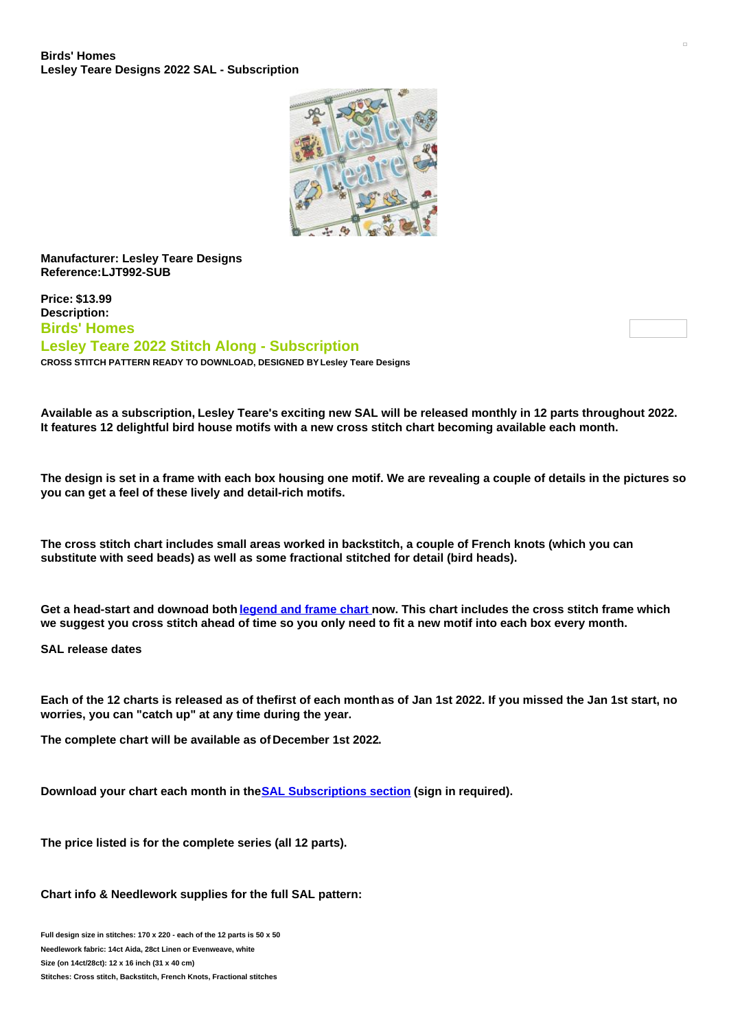**Birds' Homes**
**Lesley Teare Designs 2022 SAL - Subscription**

**Manufacturer: Lesley Teare Designs**
**Reference:LJT992-SUB**

**Price: $13.99**
**Description:**

## Birds' Homes

## Lesley Teare 2022 Stitch Along - Subscription

**CROSS STITCH PATTERN READY TO DOWNLOAD, DESIGNED BY Lesley Teare Designs**

**Available as a subscription, Lesley Teare's exciting new SAL will be released monthly in 12 parts throughout 2022. It features 12 delightful bird house motifs with a new cross stitch chart becoming available each month.**

**The design is set in a frame with each box housing one motif. We are revealing a couple of details in the pictures so you can get a feel of these lively and detail-rich motifs.**

**The cross stitch chart includes small areas worked in backstitch, a couple of French knots (which you can substitute with seed beads) as well as some fractional stitched for detail (bird heads).**

**Get a head-start and downoad both legend and frame chart now. This chart includes the cross stitch frame which we suggest you cross stitch ahead of time so you only need to fit a new motif into each box every month.**

**SAL release dates**

**Each of the 12 charts is released as of thefirst of each month as of Jan 1st 2022. If you missed the Jan 1st start, no worries, you can "catch up" at any time during the year.**

**The complete chart will be available as of December 1st 2022.**

**Download your chart each month in theSAL Subscriptions section (sign in required).**

**The price listed is for the complete series (all 12 parts).**

**Chart info & Needlework supplies for the full SAL pattern:**

**Full design size in stitches: 170 x 220 - each of the 12 parts is 50 x 50**
**Needlework fabric: 14ct Aida, 28ct Linen or Evenweave, white**
**Size (on 14ct/28ct): 12 x 16 inch (31 x 40 cm)**
**Stitches: Cross stitch, Backstitch, French Knots, Fractional stitches**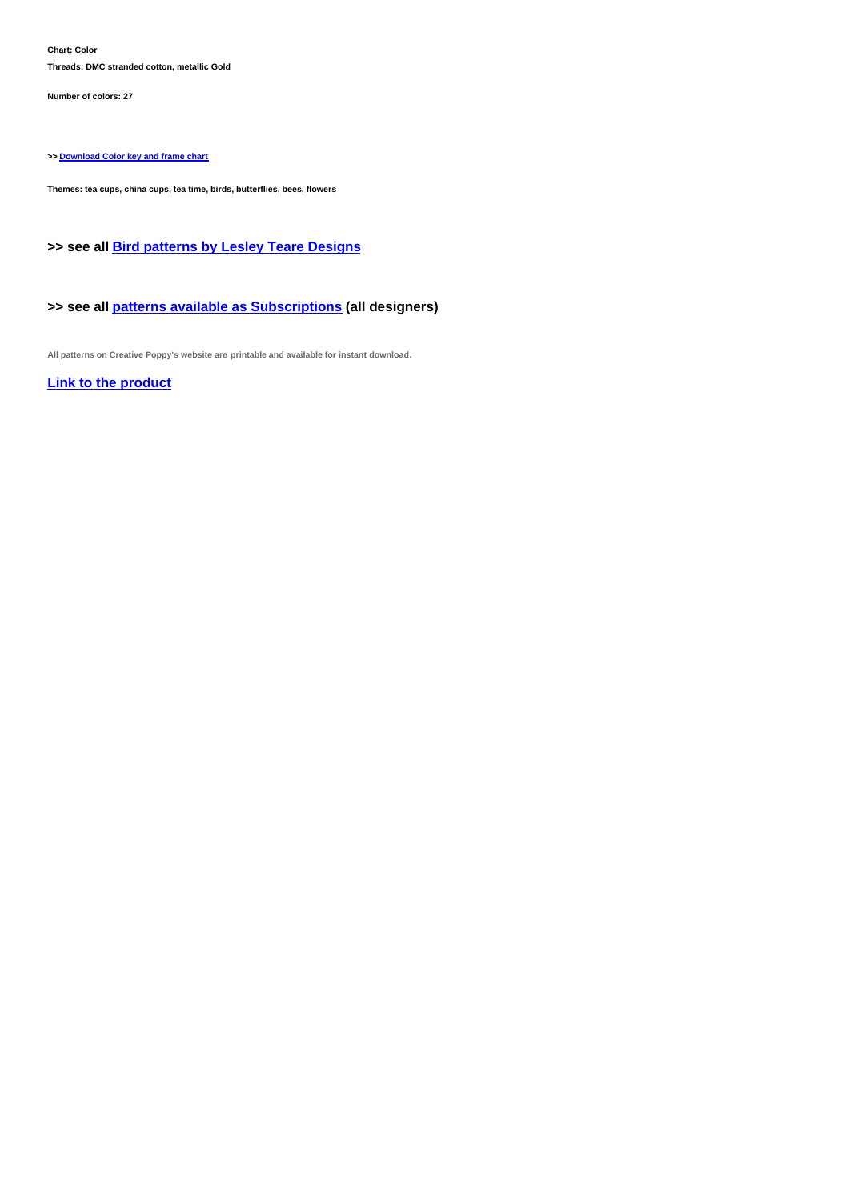**Chart: Color**

**Threads: DMC stranded cotton, metallic Gold**

**Number of colors: 27**

**>> [Download Color key and frame chart]**

**Themes: tea cups, china cups, tea time, birds, butterflies, bees, flowers**

### >> see all [Bird patterns by Lesley Teare Designs]

### >> see all [patterns available as Subscriptions] (all designers)

**All patterns on Creative Poppy's website are printable and available for instant download.**

### [Link to the product]